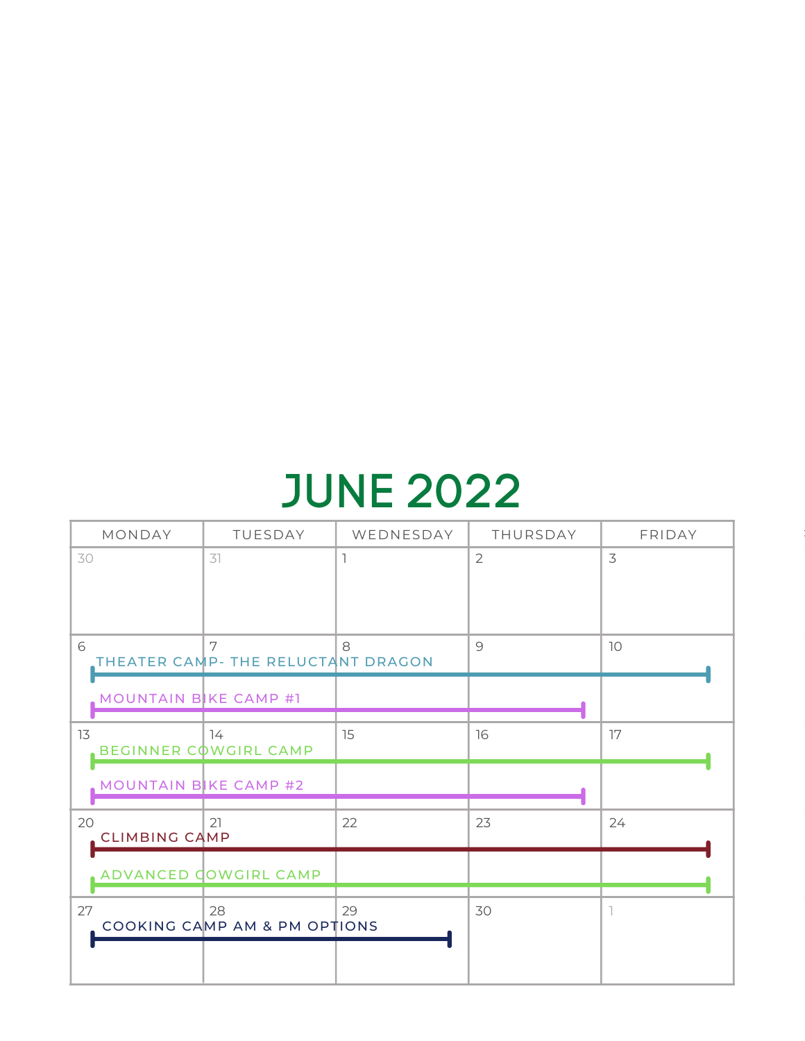# JUNE 2022

| MONDAY | TUESDAY | WEDNESDAY | THURSDAY | FRIDAY |
| --- | --- | --- | --- | --- |
| 30 | 31 | 1 | 2 | 3 |
| 6 THEATER CAMP- THE RELUCTANT DRAGON (6–10); MOUNTAIN BIKE CAMP #1 (6–9) | 7 | 8 | 9 | 10 |
| 13 BEGINNER COWGIRL CAMP (13–17); MOUNTAIN BIKE CAMP #2 (13–16) | 14 | 15 | 16 | 17 |
| 20 CLIMBING CAMP (20–24); ADVANCED COWGIRL CAMP (20–24) | 21 | 22 | 23 | 24 |
| 27 COOKING CAMP AM & PM OPTIONS (27–29) | 28 | 29 | 30 | 1 |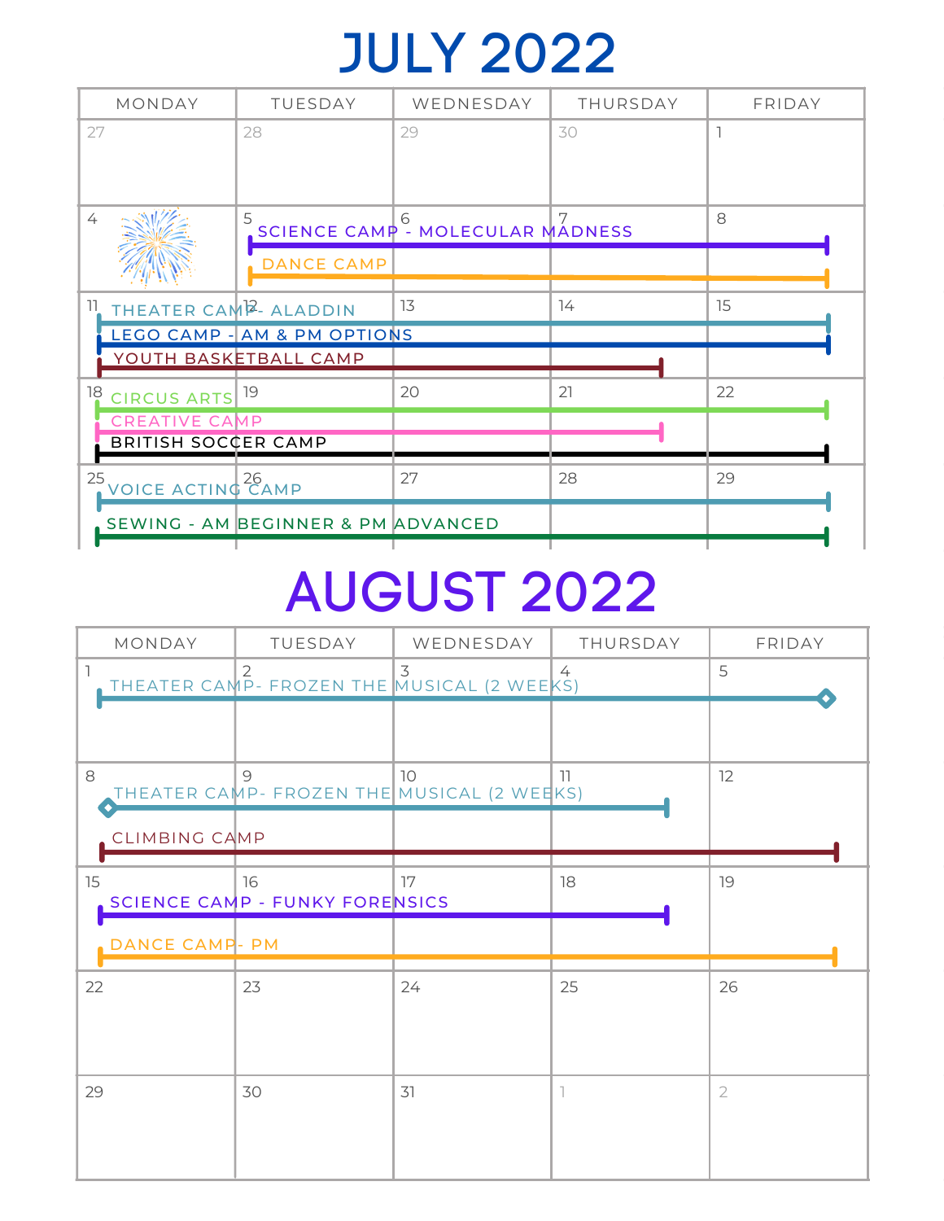# JULY 2022

| MONDAY | TUESDAY | WEDNESDAY | THURSDAY | FRIDAY |
|---|---|---|---|---|
| 27 | 28 | 29 | 30 | 1 |
| 4 | 5 | 6 | 7 | 8 |
| 11 | 12 | 13 | 14 | 15 |
| 18 | 19 | 20 | 21 | 22 |
| 25 | 26 | 27 | 28 | 29 |

SCIENCE CAMP - MOLECULAR MADNESS

DANCE CAMP

THEATER CAMP- ALADDIN

LEGO CAMP - AM & PM OPTIONS

YOUTH BASKETBALL CAMP

CIRCUS ARTS

CREATIVE CAMP

BRITISH SOCCER CAMP

VOICE ACTING CAMP

SEWING - AM BEGINNER & PM ADVANCED

# AUGUST 2022

| MONDAY | TUESDAY | WEDNESDAY | THURSDAY | FRIDAY |
|---|---|---|---|---|
| 1 | 2 | 3 | 4 | 5 |
| 8 | 9 | 10 | 11 | 12 |
| 15 | 16 | 17 | 18 | 19 |
| 22 | 23 | 24 | 25 | 26 |
| 29 | 30 | 31 | 1 | 2 |

THEATER CAMP- FROZEN THE MUSICAL (2 WEEKS)

THEATER CAMP- FROZEN THE MUSICAL (2 WEEKS)

CLIMBING CAMP

SCIENCE CAMP - FUNKY FORENSICS

DANCE CAMP- PM